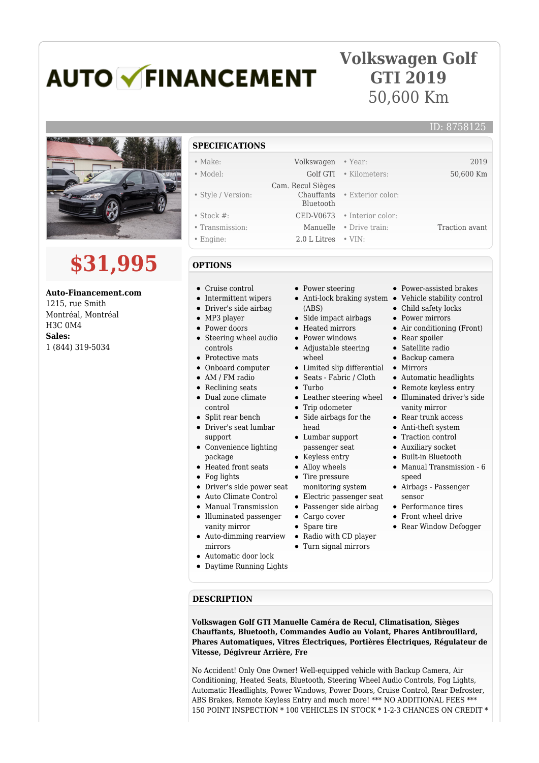# AUTO ✓ FINANCEMENT

# Volkswagen Golf GTI 2019

50,600 Km

ID: 8758125

**$31,995**

**Auto-Financement.com**
1215, rue Smith
Montréal, Montréal
H3C 0M4
**Sales:**
1 (844) 319-5034

## SPECIFICATIONS

| | | | |
|---|---|---|---|
| • Make: | Volkswagen | • Year: | 2019 |
| • Model: | Golf GTI | • Kilometers: | 50,600 Km |
| • Style / Version: | Cam. Recul Sièges Chauffants Bluetooth | • Exterior color: | |
| • Stock #: | CED-V0673 | • Interior color: | |
| • Transmission: | Manuelle | • Drive train: | Traction avant |
| • Engine: | 2.0 L Litres | • VIN: | |

## OPTIONS

- Cruise control
- Intermittent wipers
- Driver's side airbag
- MP3 player
- Power doors
- Steering wheel audio controls
- Protective mats
- Onboard computer
- AM / FM radio
- Reclining seats
- Dual zone climate control
- Split rear bench
- Driver's seat lumbar support
- Convenience lighting package
- Heated front seats
- Fog lights
- Driver's side power seat
- Auto Climate Control
- Manual Transmission
- Illuminated passenger vanity mirror
- Auto-dimming rearview mirrors
- Automatic door lock
- Daytime Running Lights
- Power steering
- Anti-lock braking system (ABS)
- Side impact airbags
- Heated mirrors
- Power windows
- Adjustable steering wheel
- Limited slip differential
- Seats - Fabric / Cloth
- Turbo
- Leather steering wheel
- Trip odometer
- Side airbags for the head
- Lumbar support passenger seat
- Keyless entry
- Alloy wheels
- Tire pressure monitoring system
- Electric passenger seat
- Passenger side airbag
- Cargo cover
- Spare tire
- Radio with CD player
- Turn signal mirrors
- Power-assisted brakes
- Vehicle stability control
- Child safety locks
- Power mirrors
- Air conditioning (Front)
- Rear spoiler
- Satellite radio
- Backup camera
- Mirrors
- Automatic headlights
- Remote keyless entry
- Illuminated driver's side vanity mirror
- Rear trunk access
- Anti-theft system
- Traction control
- Auxiliary socket
- Built-in Bluetooth
- Manual Transmission - 6 speed
- Airbags - Passenger sensor
- Performance tires
- Front wheel drive
- Rear Window Defogger

## DESCRIPTION

**Volkswagen Golf GTI Manuelle Caméra de Recul, Climatisation, Sièges Chauffants, Bluetooth, Commandes Audio au Volant, Phares Antibrouillard, Phares Automatiques, Vitres Électriques, Portières Électriques, Régulateur de Vitesse, Dégivreur Arrière, Fre**

No Accident! Only One Owner! Well-equipped vehicle with Backup Camera, Air Conditioning, Heated Seats, Bluetooth, Steering Wheel Audio Controls, Fog Lights, Automatic Headlights, Power Windows, Power Doors, Cruise Control, Rear Defroster, ABS Brakes, Remote Keyless Entry and much more! *** NO ADDITIONAL FEES *** 150 POINT INSPECTION * 100 VEHICLES IN STOCK * 1-2-3 CHANCES ON CREDIT *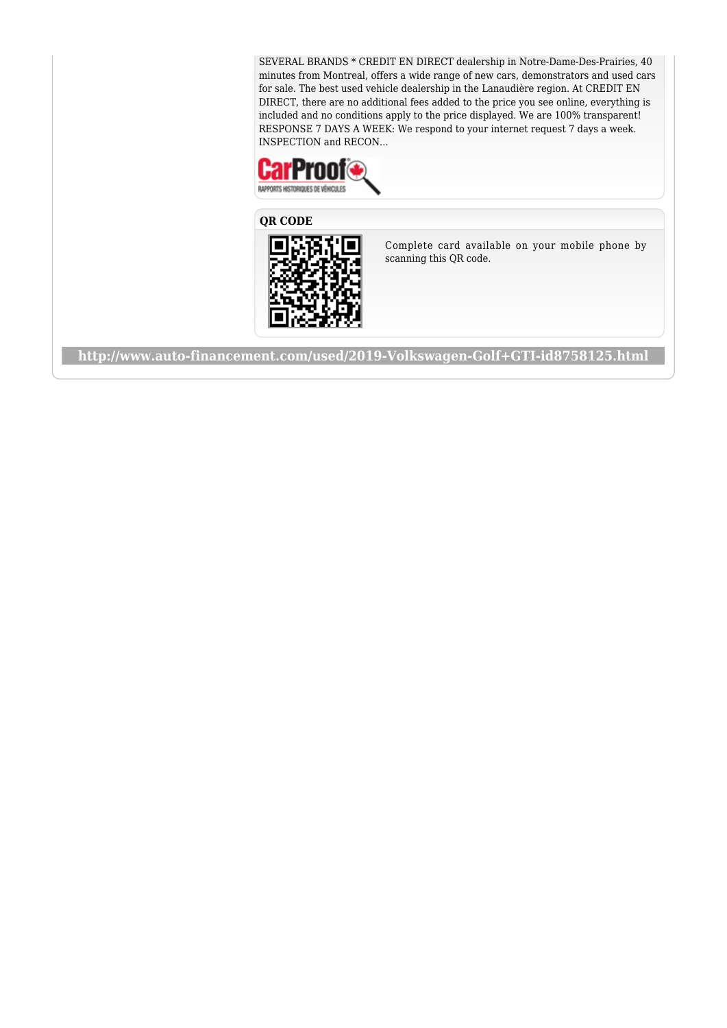SEVERAL BRANDS * CREDIT EN DIRECT dealership in Notre-Dame-Des-Prairies, 40 minutes from Montreal, offers a wide range of new cars, demonstrators and used cars for sale. The best used vehicle dealership in the Lanaudière region. At CREDIT EN DIRECT, there are no additional fees added to the price you see online, everything is included and no conditions apply to the price displayed. We are 100% transparent! RESPONSE 7 DAYS A WEEK: We respond to your internet request 7 days a week. INSPECTION and RECON...

**QR CODE**

Complete card available on your mobile phone by scanning this QR code.

**http://www.auto-financement.com/used/2019-Volkswagen-Golf+GTI-id8758125.html**